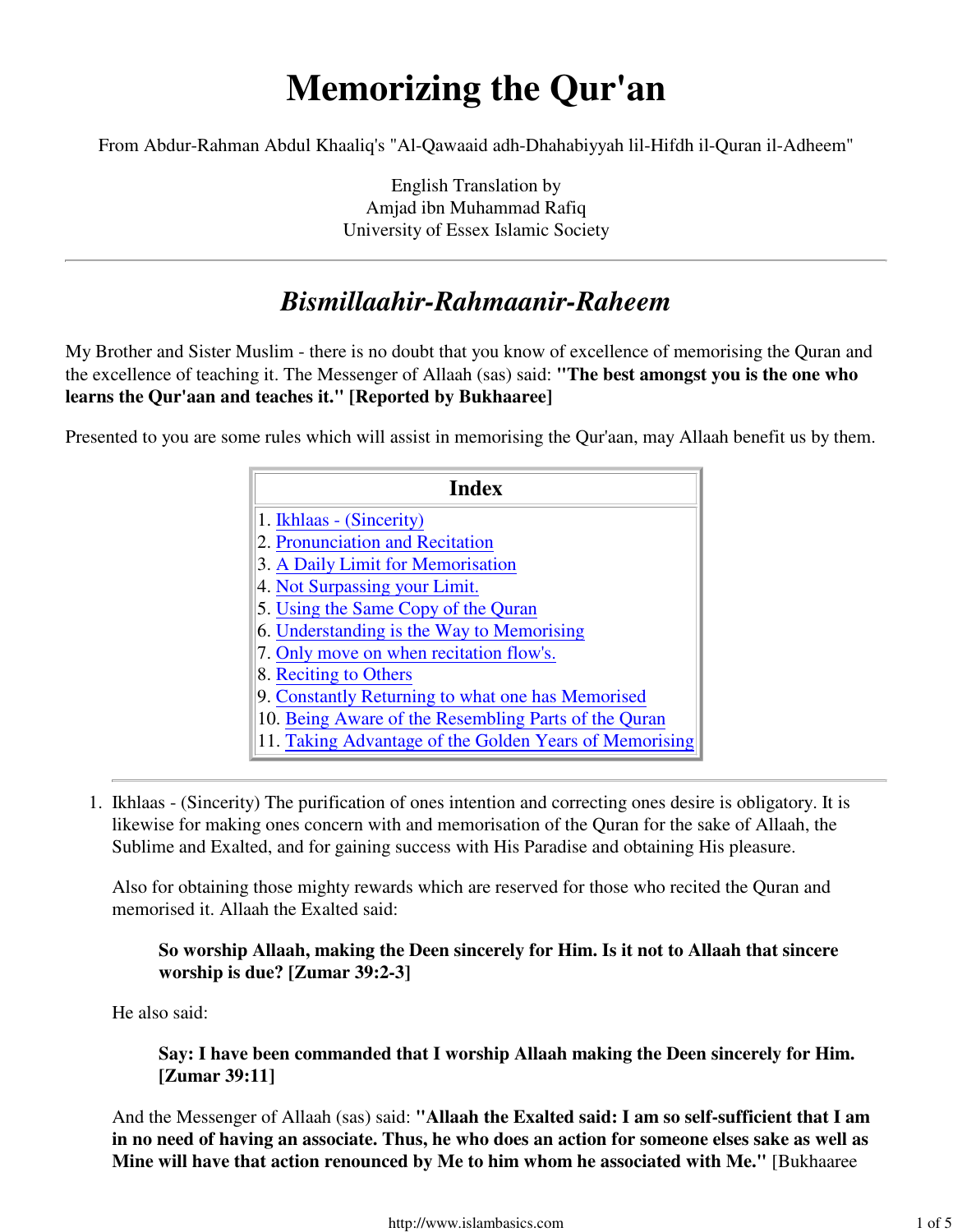# Memorizing the Qur'an

From Abdur-Rahman Abdul Khaaliq's "Al-Qawaaid adh-Dhahabiyyah lil-Hifdh il-Quran il-Adheem"

English Translation by
Amjad ibn Muhammad Rafiq
University of Essex Islamic Society

---

## *Bismillaahir-Rahmaanir-Raheem*

My Brother and Sister Muslim - there is no doubt that you know of excellence of memorising the Quran and the excellence of teaching it. The Messenger of Allaah (sas) said: **"The best amongst you is the one who learns the Qur'aan and teaches it." [Reported by Bukhaaree]**

Presented to you are some rules which will assist in memorising the Qur'aan, may Allaah benefit us by them.

| Index |
|---|
| 1. Ikhlaas - (Sincerity) |
| 2. Pronunciation and Recitation |
| 3. A Daily Limit for Memorisation |
| 4. Not Surpassing your Limit. |
| 5. Using the Same Copy of the Quran |
| 6. Understanding is the Way to Memorising |
| 7. Only move on when recitation flow's. |
| 8. Reciting to Others |
| 9. Constantly Returning to what one has Memorised |
| 10. Being Aware of the Resembling Parts of the Quran |
| 11. Taking Advantage of the Golden Years of Memorising |

---

1. Ikhlaas - (Sincerity) The purification of ones intention and correcting ones desire is obligatory. It is likewise for making ones concern with and memorisation of the Quran for the sake of Allaah, the Sublime and Exalted, and for gaining success with His Paradise and obtaining His pleasure.

   Also for obtaining those mighty rewards which are reserved for those who recited the Quran and memorised it. Allaah the Exalted said:

   > **So worship Allaah, making the Deen sincerely for Him. Is it not to Allaah that sincere worship is due? [Zumar 39:2-3]**

   He also said:

   > **Say: I have been commanded that I worship Allaah making the Deen sincerely for Him. [Zumar 39:11]**

   And the Messenger of Allaah (sas) said: **"Allaah the Exalted said: I am so self-sufficient that I am in no need of having an associate. Thus, he who does an action for someone elses sake as well as Mine will have that action renounced by Me to him whom he associated with Me."** [Bukhaaree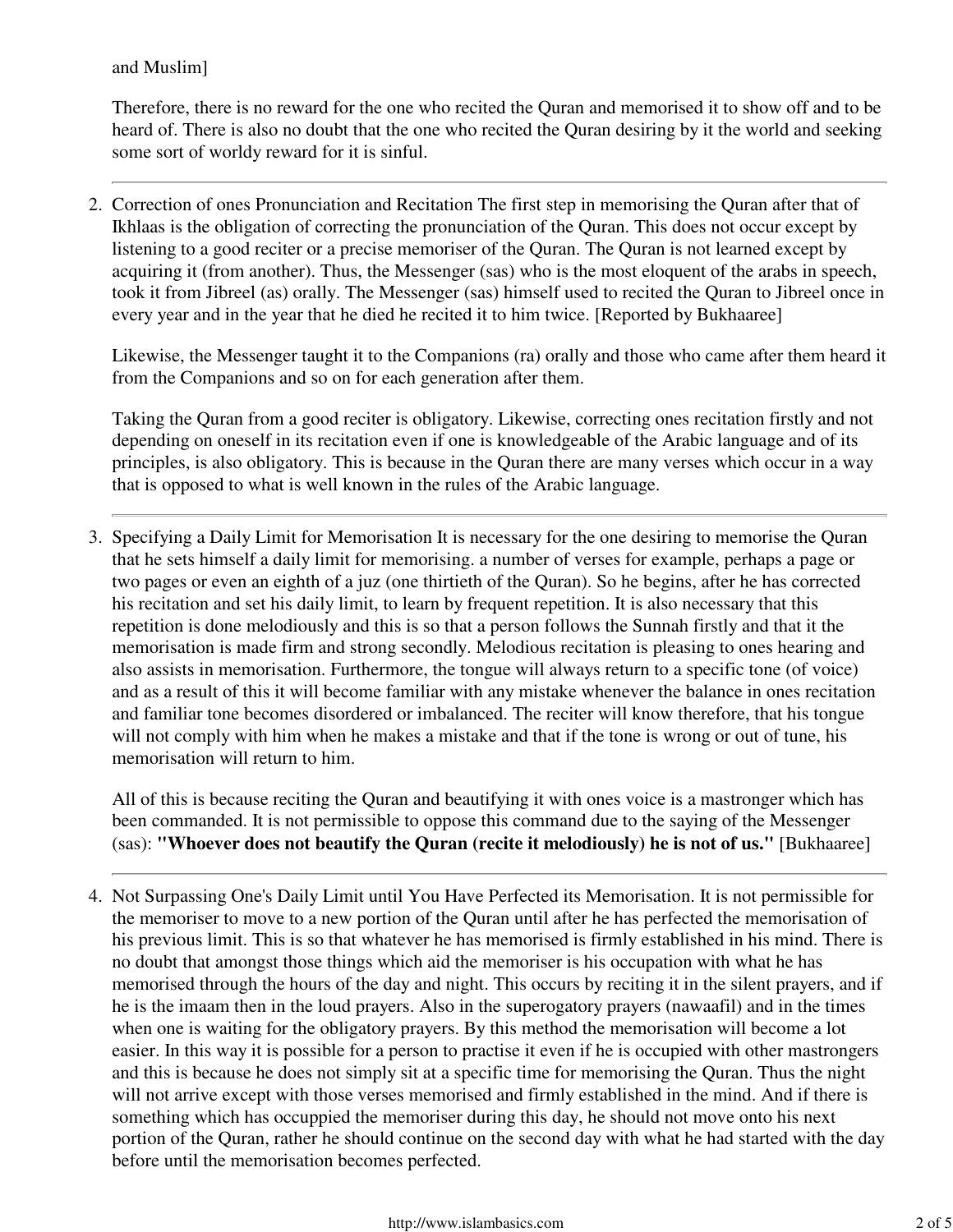and Muslim]

Therefore, there is no reward for the one who recited the Quran and memorised it to show off and to be heard of. There is also no doubt that the one who recited the Quran desiring by it the world and seeking some sort of worldy reward for it is sinful.

---

2. Correction of ones Pronunciation and Recitation The first step in memorising the Quran after that of Ikhlaas is the obligation of correcting the pronunciation of the Quran. This does not occur except by listening to a good reciter or a precise memoriser of the Quran. The Quran is not learned except by acquiring it (from another). Thus, the Messenger (sas) who is the most eloquent of the arabs in speech, took it from Jibreel (as) orally. The Messenger (sas) himself used to recited the Quran to Jibreel once in every year and in the year that he died he recited it to him twice. [Reported by Bukhaaree]

   Likewise, the Messenger taught it to the Companions (ra) orally and those who came after them heard it from the Companions and so on for each generation after them.

   Taking the Quran from a good reciter is obligatory. Likewise, correcting ones recitation firstly and not depending on oneself in its recitation even if one is knowledgeable of the Arabic language and of its principles, is also obligatory. This is because in the Quran there are many verses which occur in a way that is opposed to what is well known in the rules of the Arabic language.

---

3. Specifying a Daily Limit for Memorisation It is necessary for the one desiring to memorise the Quran that he sets himself a daily limit for memorising. a number of verses for example, perhaps a page or two pages or even an eighth of a juz (one thirtieth of the Quran). So he begins, after he has corrected his recitation and set his daily limit, to learn by frequent repetition. It is also necessary that this repetition is done melodiously and this is so that a person follows the Sunnah firstly and that it the memorisation is made firm and strong secondly. Melodious recitation is pleasing to ones hearing and also assists in memorisation. Furthermore, the tongue will always return to a specific tone (of voice) and as a result of this it will become familiar with any mistake whenever the balance in ones recitation and familiar tone becomes disordered or imbalanced. The reciter will know therefore, that his tongue will not comply with him when he makes a mistake and that if the tone is wrong or out of tune, his memorisation will return to him.

   All of this is because reciting the Quran and beautifying it with ones voice is a mastronger which has been commanded. It is not permissible to oppose this command due to the saying of the Messenger (sas): **"Whoever does not beautify the Quran (recite it melodiously) he is not of us."** [Bukhaaree]

---

4. Not Surpassing One's Daily Limit until You Have Perfected its Memorisation. It is not permissible for the memoriser to move to a new portion of the Quran until after he has perfected the memorisation of his previous limit. This is so that whatever he has memorised is firmly established in his mind. There is no doubt that amongst those things which aid the memoriser is his occupation with what he has memorised through the hours of the day and night. This occurs by reciting it in the silent prayers, and if he is the imaam then in the loud prayers. Also in the superogatory prayers (nawaafil) and in the times when one is waiting for the obligatory prayers. By this method the memorisation will become a lot easier. In this way it is possible for a person to practise it even if he is occupied with other mastrongers and this is because he does not simply sit at a specific time for memorising the Quran. Thus the night will not arrive except with those verses memorised and firmly established in the mind. And if there is something which has occuppied the memoriser during this day, he should not move onto his next portion of the Quran, rather he should continue on the second day with what he had started with the day before until the memorisation becomes perfected.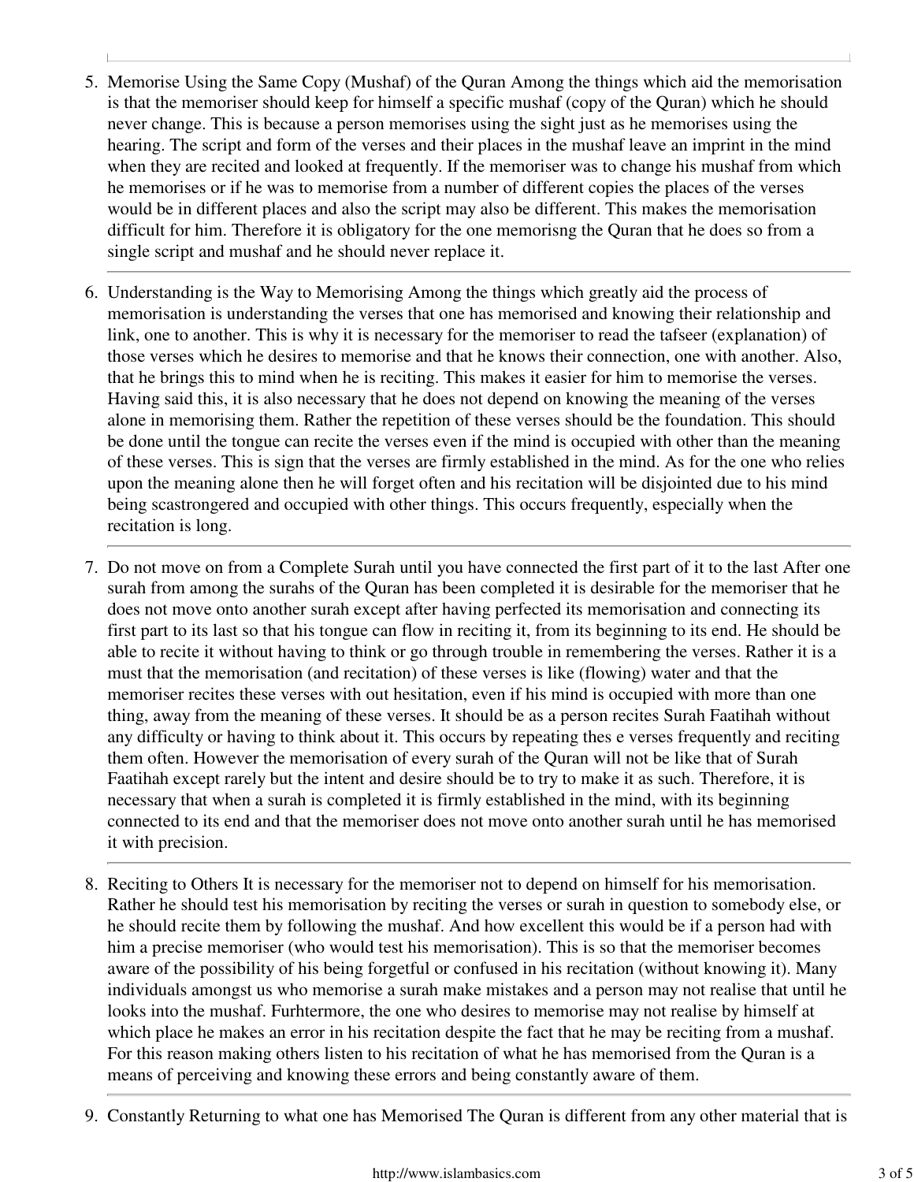5. Memorise Using the Same Copy (Mushaf) of the Quran Among the things which aid the memorisation is that the memoriser should keep for himself a specific mushaf (copy of the Quran) which he should never change. This is because a person memorises using the sight just as he memorises using the hearing. The script and form of the verses and their places in the mushaf leave an imprint in the mind when they are recited and looked at frequently. If the memoriser was to change his mushaf from which he memorises or if he was to memorise from a number of different copies the places of the verses would be in different places and also the script may also be different. This makes the memorisation difficult for him. Therefore it is obligatory for the one memorisng the Quran that he does so from a single script and mushaf and he should never replace it.

---

6. Understanding is the Way to Memorising Among the things which greatly aid the process of memorisation is understanding the verses that one has memorised and knowing their relationship and link, one to another. This is why it is necessary for the memoriser to read the tafseer (explanation) of those verses which he desires to memorise and that he knows their connection, one with another. Also, that he brings this to mind when he is reciting. This makes it easier for him to memorise the verses. Having said this, it is also necessary that he does not depend on knowing the meaning of the verses alone in memorising them. Rather the repetition of these verses should be the foundation. This should be done until the tongue can recite the verses even if the mind is occupied with other than the meaning of these verses. This is sign that the verses are firmly established in the mind. As for the one who relies upon the meaning alone then he will forget often and his recitation will be disjointed due to his mind being scastrongered and occupied with other things. This occurs frequently, especially when the recitation is long.

---

7. Do not move on from a Complete Surah until you have connected the first part of it to the last After one surah from among the surahs of the Quran has been completed it is desirable for the memoriser that he does not move onto another surah except after having perfected its memorisation and connecting its first part to its last so that his tongue can flow in reciting it, from its beginning to its end. He should be able to recite it without having to think or go through trouble in remembering the verses. Rather it is a must that the memorisation (and recitation) of these verses is like (flowing) water and that the memoriser recites these verses with out hesitation, even if his mind is occupied with more than one thing, away from the meaning of these verses. It should be as a person recites Surah Faatihah without any difficulty or having to think about it. This occurs by repeating thes e verses frequently and reciting them often. However the memorisation of every surah of the Quran will not be like that of Surah Faatihah except rarely but the intent and desire should be to try to make it as such. Therefore, it is necessary that when a surah is completed it is firmly established in the mind, with its beginning connected to its end and that the memoriser does not move onto another surah until he has memorised it with precision.

---

8. Reciting to Others It is necessary for the memoriser not to depend on himself for his memorisation. Rather he should test his memorisation by reciting the verses or surah in question to somebody else, or he should recite them by following the mushaf. And how excellent this would be if a person had with him a precise memoriser (who would test his memorisation). This is so that the memoriser becomes aware of the possibility of his being forgetful or confused in his recitation (without knowing it). Many individuals amongst us who memorise a surah make mistakes and a person may not realise that until he looks into the mushaf. Furhtermore, the one who desires to memorise may not realise by himself at which place he makes an error in his recitation despite the fact that he may be reciting from a mushaf. For this reason making others listen to his recitation of what he has memorised from the Quran is a means of perceiving and knowing these errors and being constantly aware of them.

---

9. Constantly Returning to what one has Memorised The Quran is different from any other material that is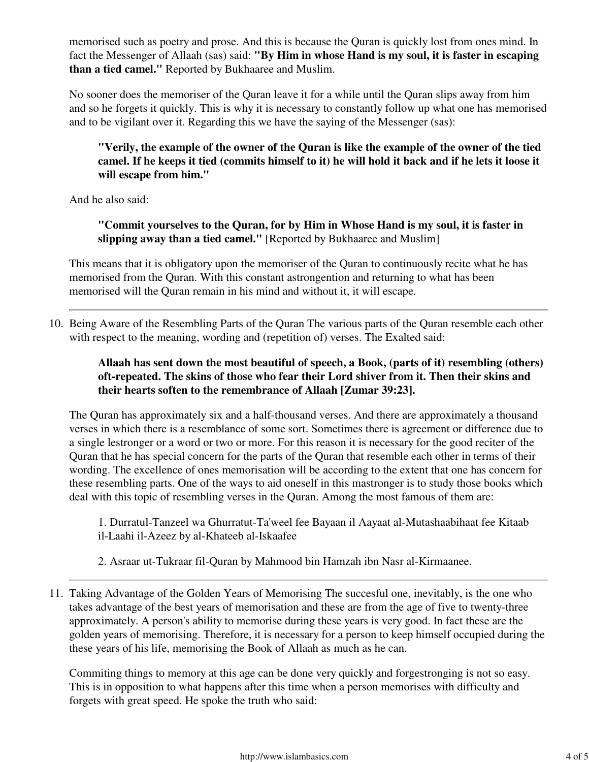memorised such as poetry and prose. And this is because the Quran is quickly lost from ones mind. In fact the Messenger of Allaah (sas) said: **"By Him in whose Hand is my soul, it is faster in escaping than a tied camel."** Reported by Bukhaaree and Muslim.

No sooner does the memoriser of the Quran leave it for a while until the Quran slips away from him and so he forgets it quickly. This is why it is necessary to constantly follow up what one has memorised and to be vigilant over it. Regarding this we have the saying of the Messenger (sas):

> **"Verily, the example of the owner of the Quran is like the example of the owner of the tied camel. If he keeps it tied (commits himself to it) he will hold it back and if he lets it loose it will escape from him."**

And he also said:

> **"Commit yourselves to the Quran, for by Him in Whose Hand is my soul, it is faster in slipping away than a tied camel."** [Reported by Bukhaaree and Muslim]

This means that it is obligatory upon the memoriser of the Quran to continuously recite what he has memorised from the Quran. With this constant astrongention and returning to what has been memorised will the Quran remain in his mind and without it, it will escape.

---

10. Being Aware of the Resembling Parts of the Quran The various parts of the Quran resemble each other with respect to the meaning, wording and (repetition of) verses. The Exalted said:

> **Allaah has sent down the most beautiful of speech, a Book, (parts of it) resembling (others) oft-repeated. The skins of those who fear their Lord shiver from it. Then their skins and their hearts soften to the remembrance of Allaah [Zumar 39:23].**

The Quran has approximately six and a half-thousand verses. And there are approximately a thousand verses in which there is a resemblance of some sort. Sometimes there is agreement or difference due to a single lestronger or a word or two or more. For this reason it is necessary for the good reciter of the Quran that he has special concern for the parts of the Quran that resemble each other in terms of their wording. The excellence of ones memorisation will be according to the extent that one has concern for these resembling parts. One of the ways to aid oneself in this mastronger is to study those books which deal with this topic of resembling verses in the Quran. Among the most famous of them are:

1. Durratul-Tanzeel wa Ghurratut-Ta'weel fee Bayaan il Aayaat al-Mutashaabihaat fee Kitaab il-Laahi il-Azeez by al-Khateeb al-Iskaafee

2. Asraar ut-Tukraar fil-Quran by Mahmood bin Hamzah ibn Nasr al-Kirmaanee.

---

11. Taking Advantage of the Golden Years of Memorising The succesful one, inevitably, is the one who takes advantage of the best years of memorisation and these are from the age of five to twenty-three approximately. A person's ability to memorise during these years is very good. In fact these are the golden years of memorising. Therefore, it is necessary for a person to keep himself occupied during the these years of his life, memorising the Book of Allaah as much as he can.

Commiting things to memory at this age can be done very quickly and forgestronging is not so easy. This is in opposition to what happens after this time when a person memorises with difficulty and forgets with great speed. He spoke the truth who said: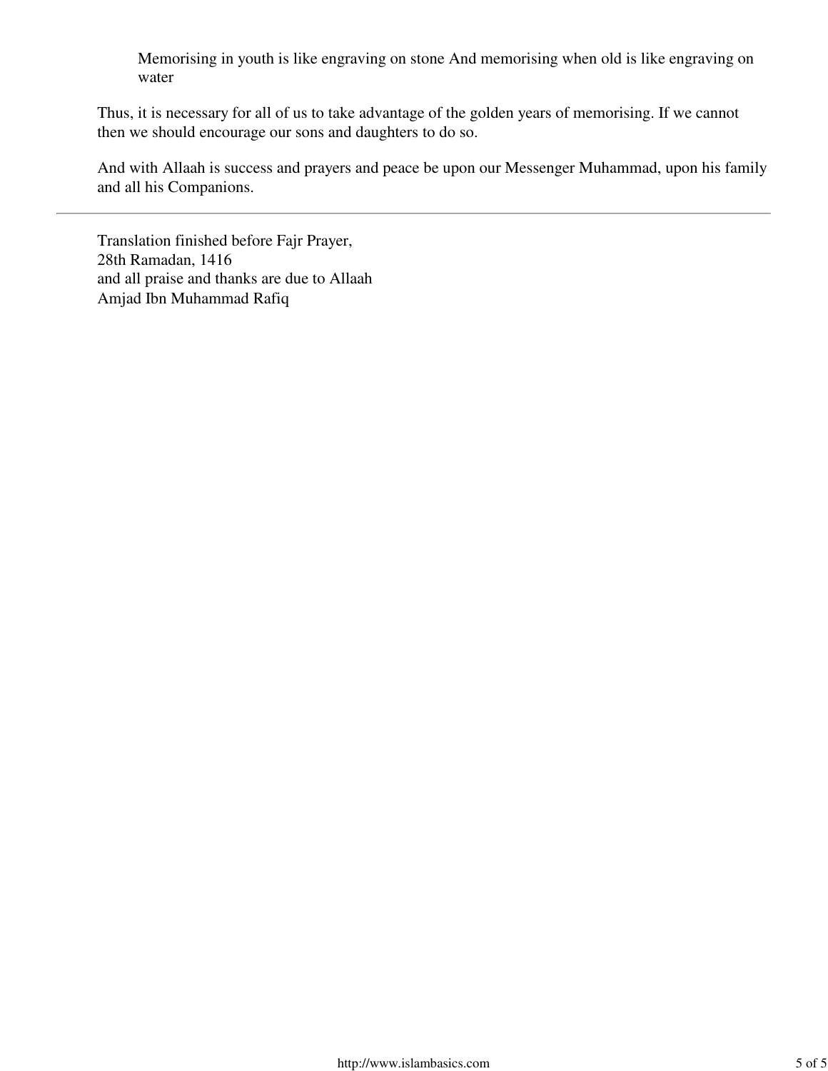> Memorising in youth is like engraving on stone And memorising when old is like engraving on water

Thus, it is necessary for all of us to take advantage of the golden years of memorising. If we cannot then we should encourage our sons and daughters to do so.

And with Allaah is success and prayers and peace be upon our Messenger Muhammad, upon his family and all his Companions.

---

Translation finished before Fajr Prayer,
28th Ramadan, 1416
and all praise and thanks are due to Allaah
Amjad Ibn Muhammad Rafiq